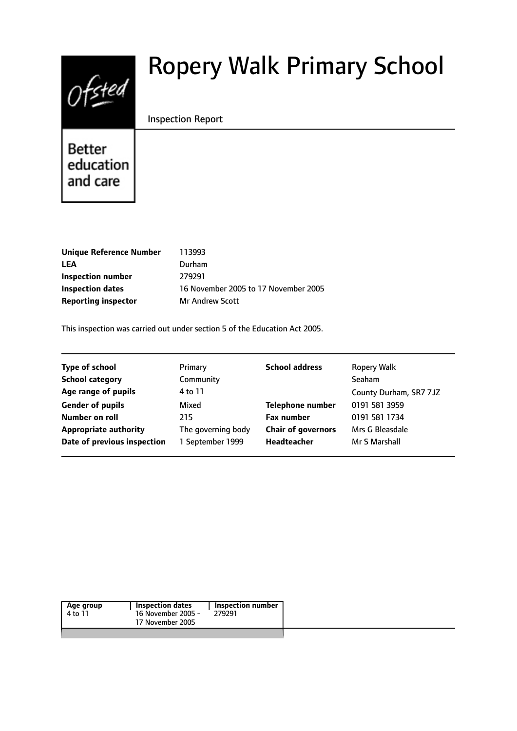# Ropery Walk Primary School

Inspection Report

Better education and care

| | |
|---|---|
| **Unique Reference Number** | 113993 |
| **LEA** | Durham |
| **Inspection number** | 279291 |
| **Inspection dates** | 16 November 2005 to 17 November 2005 |
| **Reporting inspector** | Mr Andrew Scott |

This inspection was carried out under section 5 of the Education Act 2005.

| | | | |
|---|---|---|---|
| **Type of school** | Primary | **School address** | Ropery Walk |
| **School category** | Community | | Seaham |
| **Age range of pupils** | 4 to 11 | | County Durham, SR7 7JZ |
| **Gender of pupils** | Mixed | **Telephone number** | 0191 581 3959 |
| **Number on roll** | 215 | **Fax number** | 0191 581 1734 |
| **Appropriate authority** | The governing body | **Chair of governors** | Mrs G Bleasdale |
| **Date of previous inspection** | 1 September 1999 | **Headteacher** | Mr S Marshall |

| Age group | Inspection dates | Inspection number |
|---|---|---|
| 4 to 11 | 16 November 2005 - 17 November 2005 | 279291 |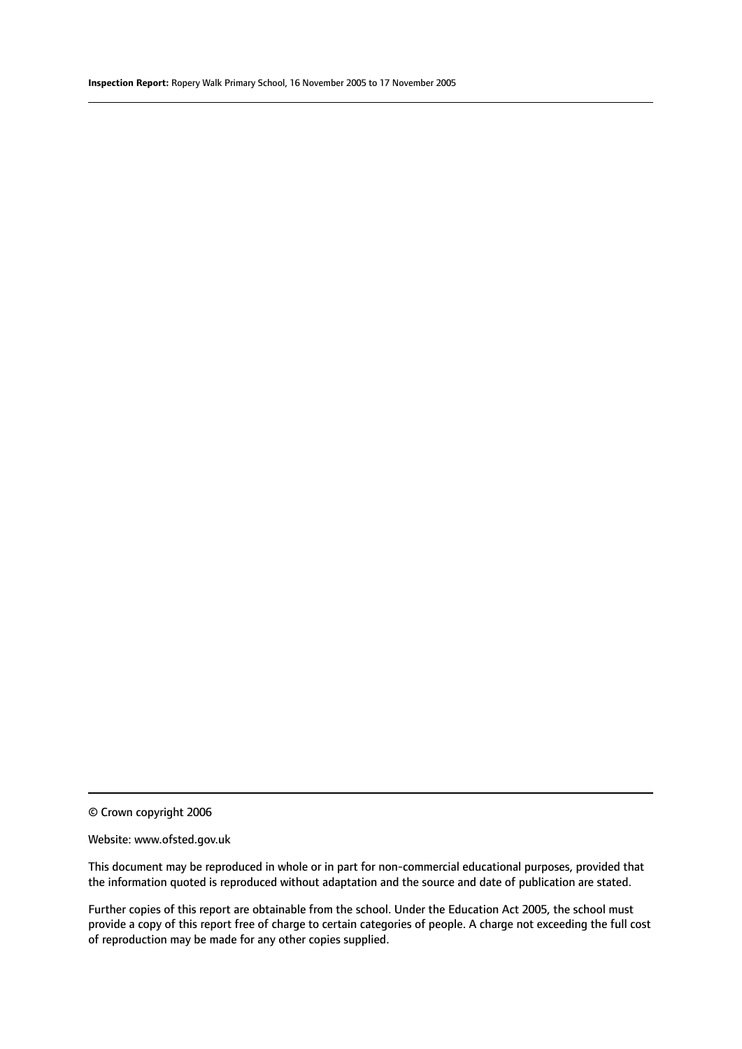© Crown copyright 2006

Website: www.ofsted.gov.uk

This document may be reproduced in whole or in part for non-commercial educational purposes, provided that the information quoted is reproduced without adaptation and the source and date of publication are stated.

Further copies of this report are obtainable from the school. Under the Education Act 2005, the school must provide a copy of this report free of charge to certain categories of people. A charge not exceeding the full cost of reproduction may be made for any other copies supplied.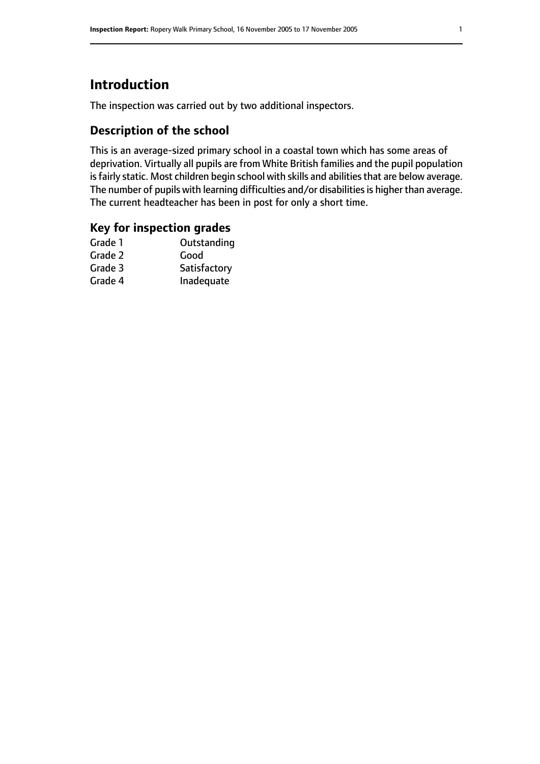# Introduction

The inspection was carried out by two additional inspectors.

## Description of the school

This is an average-sized primary school in a coastal town which has some areas of deprivation. Virtually all pupils are from White British families and the pupil population is fairly static. Most children begin school with skills and abilities that are below average. The number of pupils with learning difficulties and/or disabilities is higher than average. The current headteacher has been in post for only a short time.

## Key for inspection grades

| | |
|---|---|
| Grade 1 | Outstanding |
| Grade 2 | Good |
| Grade 3 | Satisfactory |
| Grade 4 | Inadequate |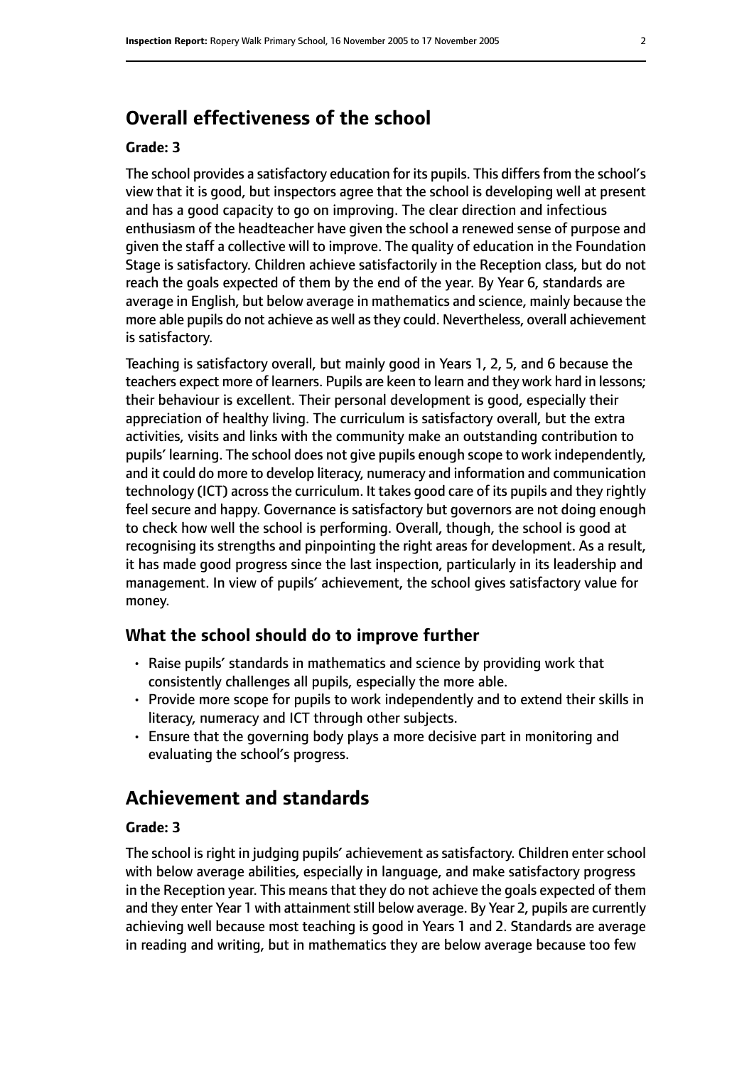## Overall effectiveness of the school

#### Grade: 3

The school provides a satisfactory education for its pupils. This differs from the school's view that it is good, but inspectors agree that the school is developing well at present and has a good capacity to go on improving. The clear direction and infectious enthusiasm of the headteacher have given the school a renewed sense of purpose and given the staff a collective will to improve. The quality of education in the Foundation Stage is satisfactory. Children achieve satisfactorily in the Reception class, but do not reach the goals expected of them by the end of the year. By Year 6, standards are average in English, but below average in mathematics and science, mainly because the more able pupils do not achieve as well as they could. Nevertheless, overall achievement is satisfactory.

Teaching is satisfactory overall, but mainly good in Years 1, 2, 5, and 6 because the teachers expect more of learners. Pupils are keen to learn and they work hard in lessons; their behaviour is excellent. Their personal development is good, especially their appreciation of healthy living. The curriculum is satisfactory overall, but the extra activities, visits and links with the community make an outstanding contribution to pupils' learning. The school does not give pupils enough scope to work independently, and it could do more to develop literacy, numeracy and information and communication technology (ICT) across the curriculum. It takes good care of its pupils and they rightly feel secure and happy. Governance is satisfactory but governors are not doing enough to check how well the school is performing. Overall, though, the school is good at recognising its strengths and pinpointing the right areas for development. As a result, it has made good progress since the last inspection, particularly in its leadership and management. In view of pupils' achievement, the school gives satisfactory value for money.

### What the school should do to improve further

- Raise pupils' standards in mathematics and science by providing work that consistently challenges all pupils, especially the more able.
- Provide more scope for pupils to work independently and to extend their skills in literacy, numeracy and ICT through other subjects.
- Ensure that the governing body plays a more decisive part in monitoring and evaluating the school's progress.

## Achievement and standards

#### Grade: 3

The school is right in judging pupils' achievement as satisfactory. Children enter school with below average abilities, especially in language, and make satisfactory progress in the Reception year. This means that they do not achieve the goals expected of them and they enter Year 1 with attainment still below average. By Year 2, pupils are currently achieving well because most teaching is good in Years 1 and 2. Standards are average in reading and writing, but in mathematics they are below average because too few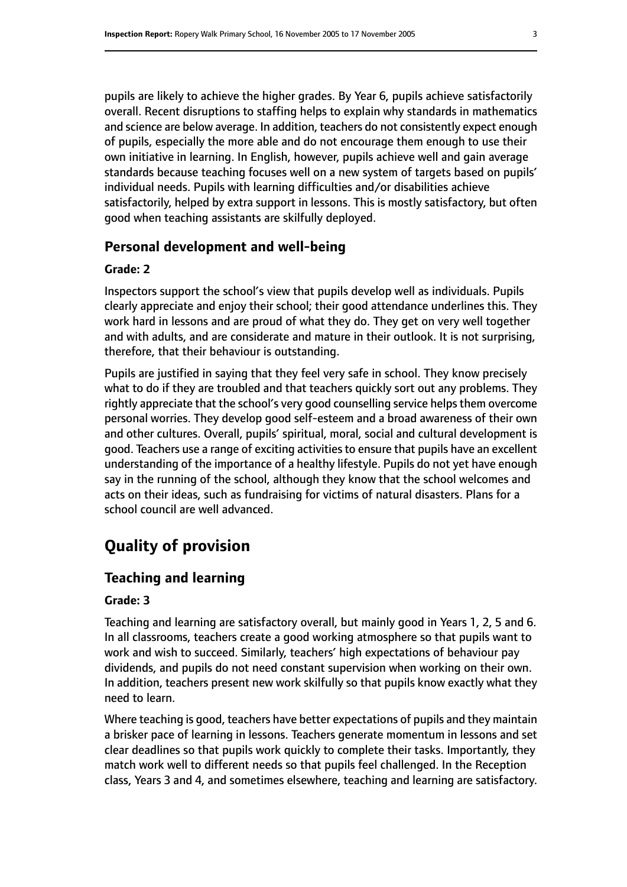pupils are likely to achieve the higher grades. By Year 6, pupils achieve satisfactorily overall. Recent disruptions to staffing helps to explain why standards in mathematics and science are below average. In addition, teachers do not consistently expect enough of pupils, especially the more able and do not encourage them enough to use their own initiative in learning. In English, however, pupils achieve well and gain average standards because teaching focuses well on a new system of targets based on pupils' individual needs. Pupils with learning difficulties and/or disabilities achieve satisfactorily, helped by extra support in lessons. This is mostly satisfactory, but often good when teaching assistants are skilfully deployed.

### Personal development and well-being

#### Grade: 2

Inspectors support the school's view that pupils develop well as individuals. Pupils clearly appreciate and enjoy their school; their good attendance underlines this. They work hard in lessons and are proud of what they do. They get on very well together and with adults, and are considerate and mature in their outlook. It is not surprising, therefore, that their behaviour is outstanding.

Pupils are justified in saying that they feel very safe in school. They know precisely what to do if they are troubled and that teachers quickly sort out any problems. They rightly appreciate that the school's very good counselling service helps them overcome personal worries. They develop good self-esteem and a broad awareness of their own and other cultures. Overall, pupils' spiritual, moral, social and cultural development is good. Teachers use a range of exciting activities to ensure that pupils have an excellent understanding of the importance of a healthy lifestyle. Pupils do not yet have enough say in the running of the school, although they know that the school welcomes and acts on their ideas, such as fundraising for victims of natural disasters. Plans for a school council are well advanced.

## Quality of provision

### Teaching and learning

#### Grade: 3

Teaching and learning are satisfactory overall, but mainly good in Years 1, 2, 5 and 6. In all classrooms, teachers create a good working atmosphere so that pupils want to work and wish to succeed. Similarly, teachers' high expectations of behaviour pay dividends, and pupils do not need constant supervision when working on their own. In addition, teachers present new work skilfully so that pupils know exactly what they need to learn.

Where teaching is good, teachers have better expectations of pupils and they maintain a brisker pace of learning in lessons. Teachers generate momentum in lessons and set clear deadlines so that pupils work quickly to complete their tasks. Importantly, they match work well to different needs so that pupils feel challenged. In the Reception class, Years 3 and 4, and sometimes elsewhere, teaching and learning are satisfactory.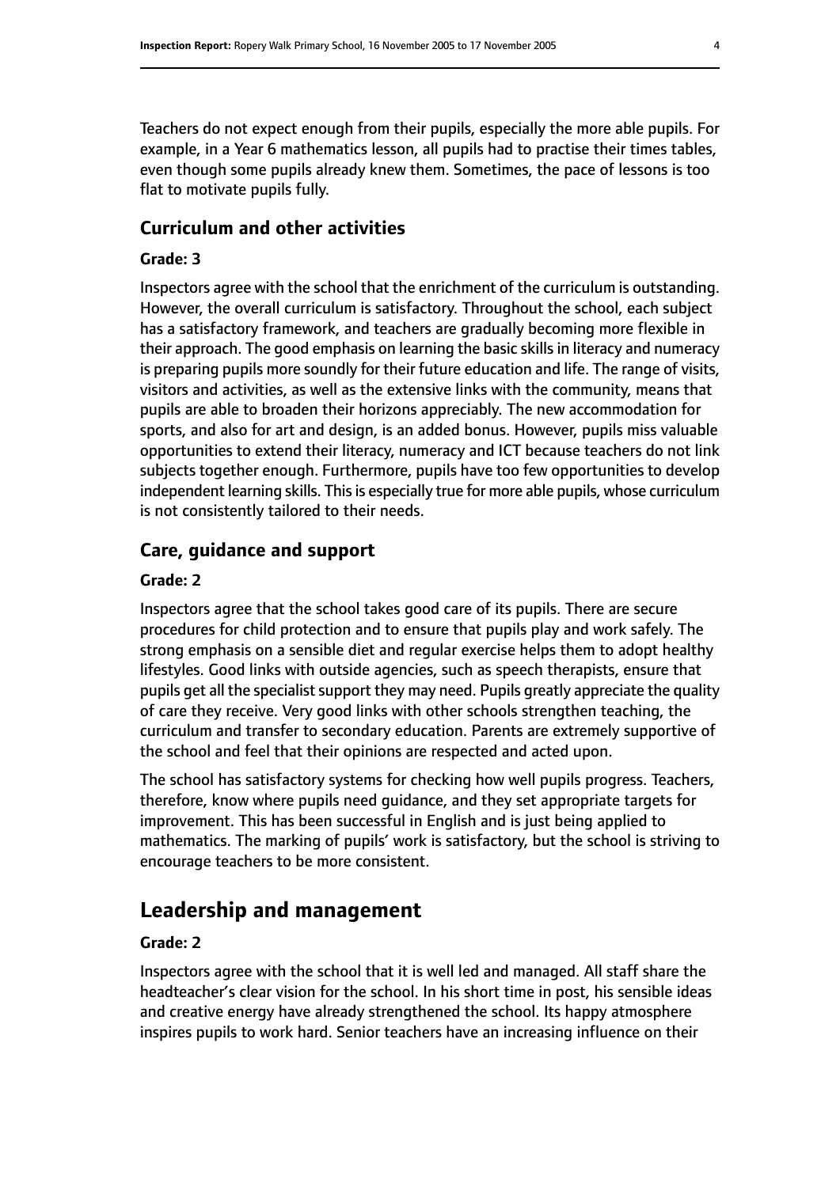Teachers do not expect enough from their pupils, especially the more able pupils. For example, in a Year 6 mathematics lesson, all pupils had to practise their times tables, even though some pupils already knew them. Sometimes, the pace of lessons is too flat to motivate pupils fully.

### Curriculum and other activities

#### Grade: 3

Inspectors agree with the school that the enrichment of the curriculum is outstanding. However, the overall curriculum is satisfactory. Throughout the school, each subject has a satisfactory framework, and teachers are gradually becoming more flexible in their approach. The good emphasis on learning the basic skills in literacy and numeracy is preparing pupils more soundly for their future education and life. The range of visits, visitors and activities, as well as the extensive links with the community, means that pupils are able to broaden their horizons appreciably. The new accommodation for sports, and also for art and design, is an added bonus. However, pupils miss valuable opportunities to extend their literacy, numeracy and ICT because teachers do not link subjects together enough. Furthermore, pupils have too few opportunities to develop independent learning skills. This is especially true for more able pupils, whose curriculum is not consistently tailored to their needs.

### Care, guidance and support

#### Grade: 2

Inspectors agree that the school takes good care of its pupils. There are secure procedures for child protection and to ensure that pupils play and work safely. The strong emphasis on a sensible diet and regular exercise helps them to adopt healthy lifestyles. Good links with outside agencies, such as speech therapists, ensure that pupils get all the specialist support they may need. Pupils greatly appreciate the quality of care they receive. Very good links with other schools strengthen teaching, the curriculum and transfer to secondary education. Parents are extremely supportive of the school and feel that their opinions are respected and acted upon.

The school has satisfactory systems for checking how well pupils progress. Teachers, therefore, know where pupils need guidance, and they set appropriate targets for improvement. This has been successful in English and is just being applied to mathematics. The marking of pupils' work is satisfactory, but the school is striving to encourage teachers to be more consistent.

## Leadership and management

#### Grade: 2

Inspectors agree with the school that it is well led and managed. All staff share the headteacher's clear vision for the school. In his short time in post, his sensible ideas and creative energy have already strengthened the school. Its happy atmosphere inspires pupils to work hard. Senior teachers have an increasing influence on their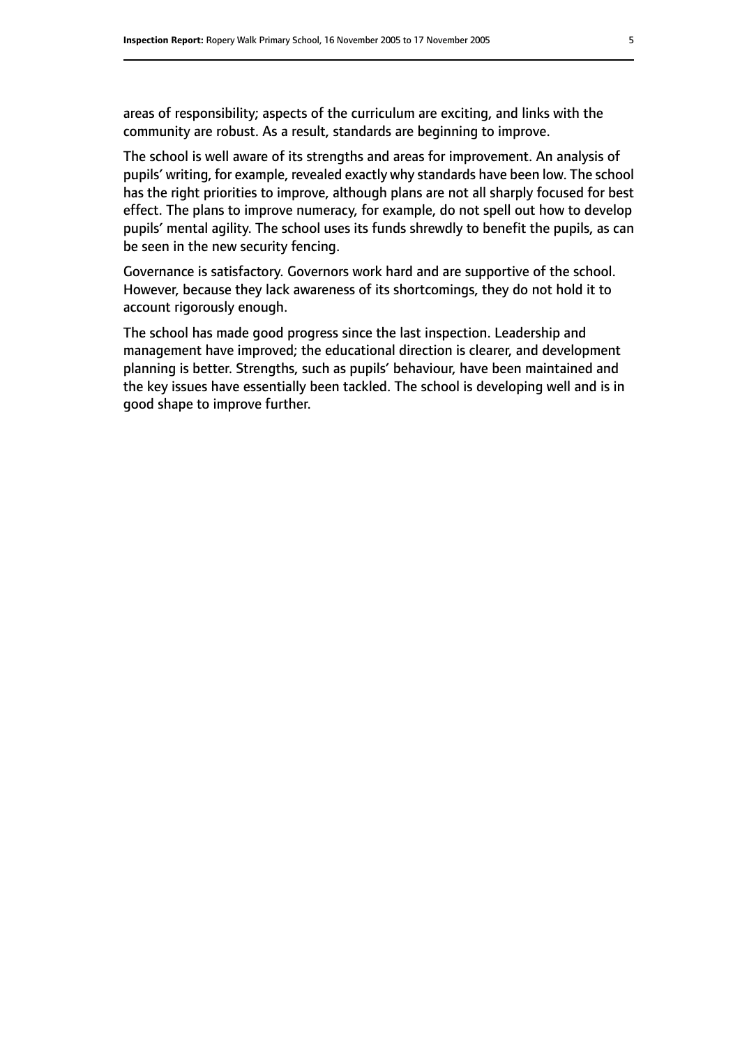areas of responsibility; aspects of the curriculum are exciting, and links with the community are robust. As a result, standards are beginning to improve.

The school is well aware of its strengths and areas for improvement. An analysis of pupils' writing, for example, revealed exactly why standards have been low. The school has the right priorities to improve, although plans are not all sharply focused for best effect. The plans to improve numeracy, for example, do not spell out how to develop pupils' mental agility. The school uses its funds shrewdly to benefit the pupils, as can be seen in the new security fencing.

Governance is satisfactory. Governors work hard and are supportive of the school. However, because they lack awareness of its shortcomings, they do not hold it to account rigorously enough.

The school has made good progress since the last inspection. Leadership and management have improved; the educational direction is clearer, and development planning is better. Strengths, such as pupils' behaviour, have been maintained and the key issues have essentially been tackled. The school is developing well and is in good shape to improve further.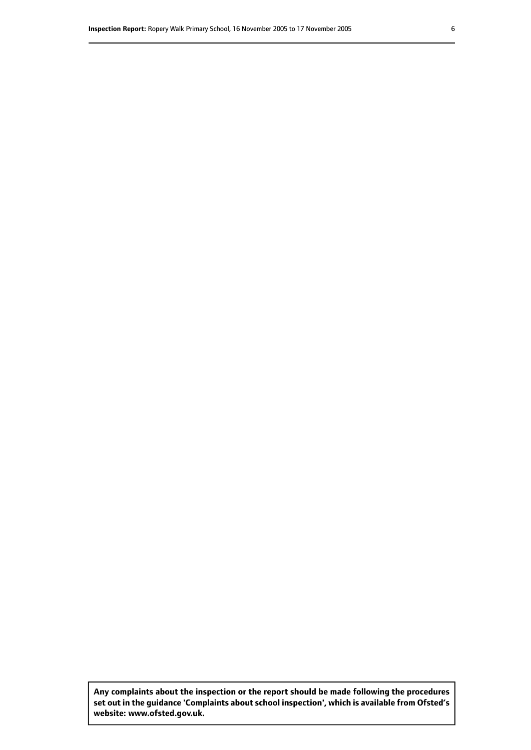**Any complaints about the inspection or the report should be made following the procedures set out in the guidance 'Complaints about school inspection', which is available from Ofsted's website: www.ofsted.gov.uk.**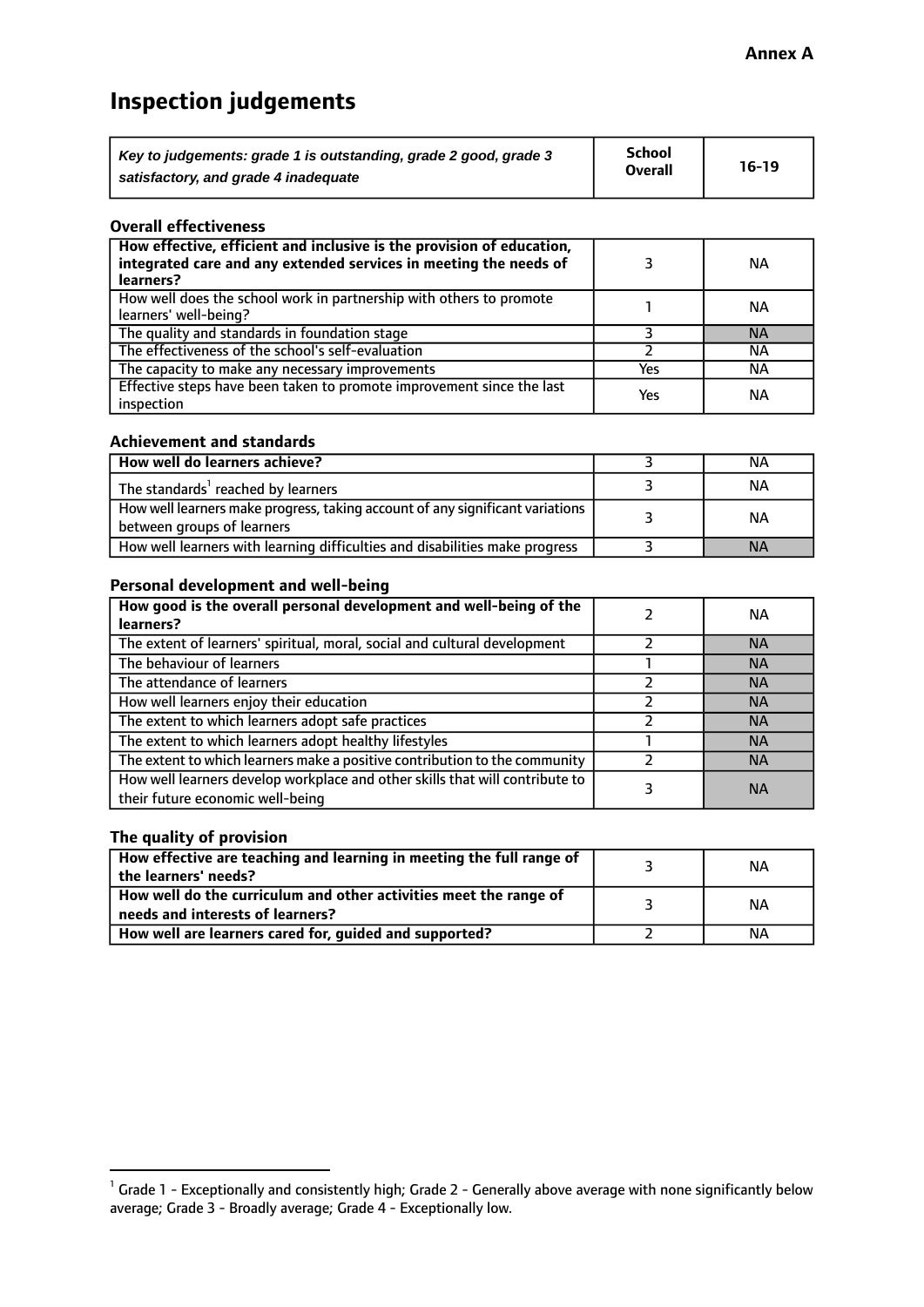**Annex A**

# Inspection judgements

| *Key to judgements: grade 1 is outstanding, grade 2 good, grade 3 satisfactory, and grade 4 inadequate* | **School Overall** | **16-19** |
|---|---|---|

### Overall effectiveness

| | | |
|---|---|---|
| **How effective, efficient and inclusive is the provision of education, integrated care and any extended services in meeting the needs of learners?** | 3 | NA |
| How well does the school work in partnership with others to promote learners' well-being? | 1 | NA |
| The quality and standards in foundation stage | 3 | NA |
| The effectiveness of the school's self-evaluation | 2 | NA |
| The capacity to make any necessary improvements | Yes | NA |
| Effective steps have been taken to promote improvement since the last inspection | Yes | NA |

### Achievement and standards

| | | |
|---|---|---|
| **How well do learners achieve?** | 3 | NA |
| The standards[1] reached by learners | 3 | NA |
| How well learners make progress, taking account of any significant variations between groups of learners | 3 | NA |
| How well learners with learning difficulties and disabilities make progress | 3 | NA |

### Personal development and well-being

| | | |
|---|---|---|
| **How good is the overall personal development and well-being of the learners?** | 2 | NA |
| The extent of learners' spiritual, moral, social and cultural development | 2 | NA |
| The behaviour of learners | 1 | NA |
| The attendance of learners | 2 | NA |
| How well learners enjoy their education | 2 | NA |
| The extent to which learners adopt safe practices | 2 | NA |
| The extent to which learners adopt healthy lifestyles | 1 | NA |
| The extent to which learners make a positive contribution to the community | 2 | NA |
| How well learners develop workplace and other skills that will contribute to their future economic well-being | 3 | NA |

### The quality of provision

| | | |
|---|---|---|
| **How effective are teaching and learning in meeting the full range of the learners' needs?** | 3 | NA |
| **How well do the curriculum and other activities meet the range of needs and interests of learners?** | 3 | NA |
| **How well are learners cared for, guided and supported?** | 2 | NA |

[1] Grade 1 - Exceptionally and consistently high; Grade 2 - Generally above average with none significantly below average; Grade 3 - Broadly average; Grade 4 - Exceptionally low.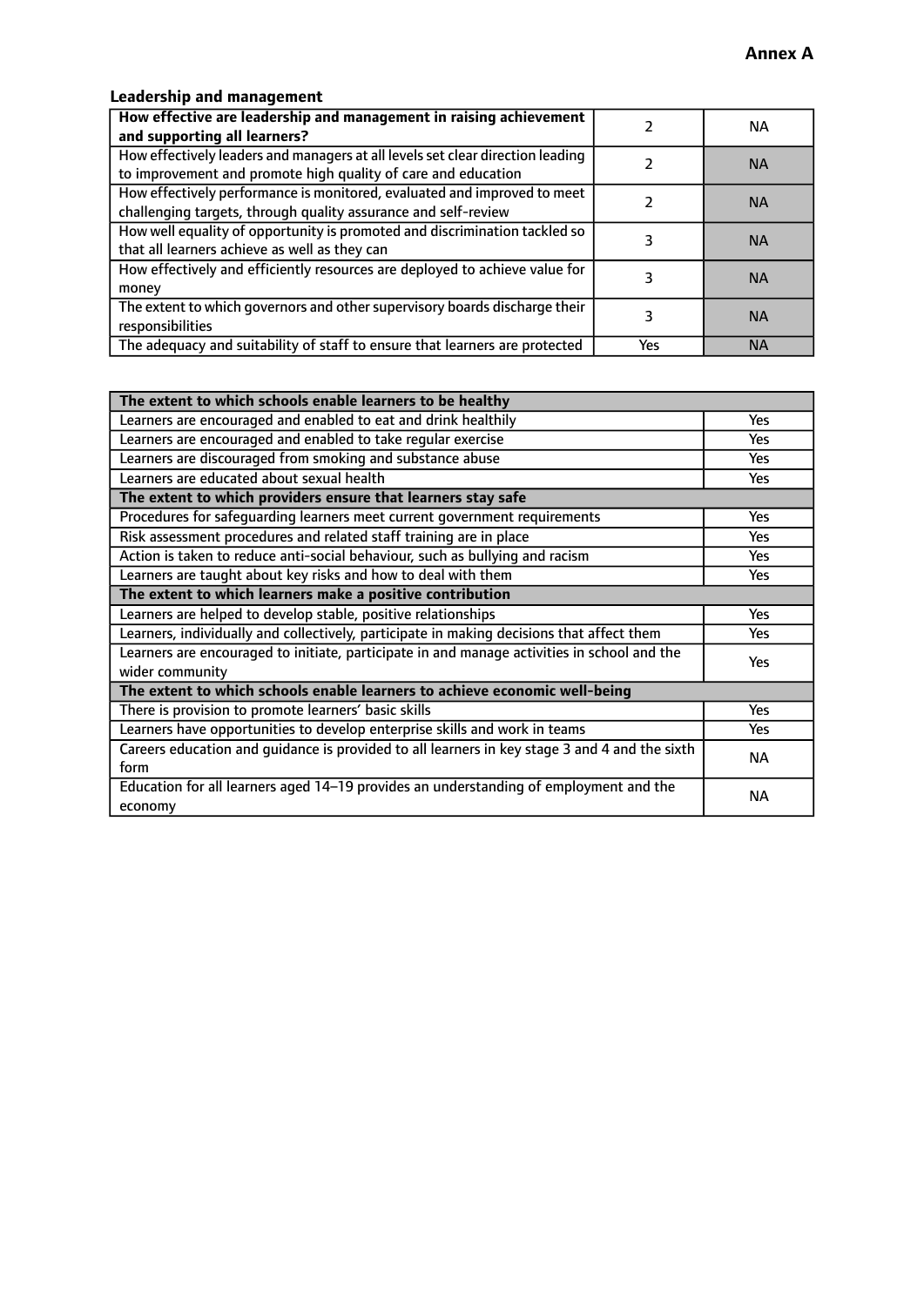**Annex A**

### Leadership and management

| How effective are leadership and management in raising achievement and supporting all learners? | 2 | NA |
|---|---|---|
| How effectively leaders and managers at all levels set clear direction leading to improvement and promote high quality of care and education | 2 | NA |
| How effectively performance is monitored, evaluated and improved to meet challenging targets, through quality assurance and self-review | 2 | NA |
| How well equality of opportunity is promoted and discrimination tackled so that all learners achieve as well as they can | 3 | NA |
| How effectively and efficiently resources are deployed to achieve value for money | 3 | NA |
| The extent to which governors and other supervisory boards discharge their responsibilities | 3 | NA |
| The adequacy and suitability of staff to ensure that learners are protected | Yes | NA |

| **The extent to which schools enable learners to be healthy** | |
|---|---|
| Learners are encouraged and enabled to eat and drink healthily | Yes |
| Learners are encouraged and enabled to take regular exercise | Yes |
| Learners are discouraged from smoking and substance abuse | Yes |
| Learners are educated about sexual health | Yes |
| **The extent to which providers ensure that learners stay safe** | |
| Procedures for safeguarding learners meet current government requirements | Yes |
| Risk assessment procedures and related staff training are in place | Yes |
| Action is taken to reduce anti-social behaviour, such as bullying and racism | Yes |
| Learners are taught about key risks and how to deal with them | Yes |
| **The extent to which learners make a positive contribution** | |
| Learners are helped to develop stable, positive relationships | Yes |
| Learners, individually and collectively, participate in making decisions that affect them | Yes |
| Learners are encouraged to initiate, participate in and manage activities in school and the wider community | Yes |
| **The extent to which schools enable learners to achieve economic well-being** | |
| There is provision to promote learners' basic skills | Yes |
| Learners have opportunities to develop enterprise skills and work in teams | Yes |
| Careers education and guidance is provided to all learners in key stage 3 and 4 and the sixth form | NA |
| Education for all learners aged 14–19 provides an understanding of employment and the economy | NA |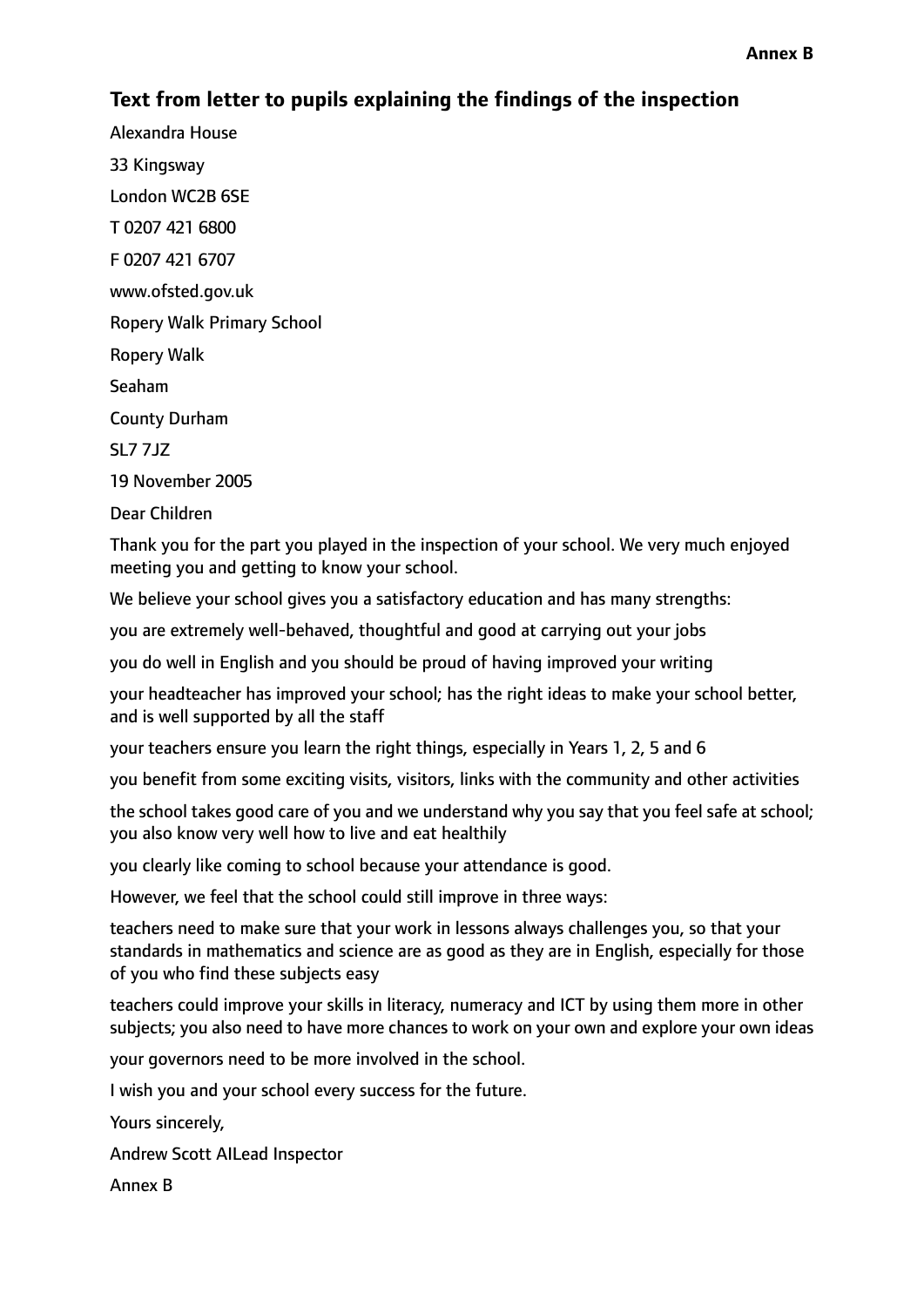## Text from letter to pupils explaining the findings of the inspection

Alexandra House

33 Kingsway

London WC2B 6SE

T 0207 421 6800

F 0207 421 6707

www.ofsted.gov.uk

Ropery Walk Primary School

Ropery Walk

Seaham

County Durham

SL7 7JZ

19 November 2005

Dear Children

Thank you for the part you played in the inspection of your school. We very much enjoyed meeting you and getting to know your school.

We believe your school gives you a satisfactory education and has many strengths:

you are extremely well-behaved, thoughtful and good at carrying out your jobs

you do well in English and you should be proud of having improved your writing

your headteacher has improved your school; has the right ideas to make your school better, and is well supported by all the staff

your teachers ensure you learn the right things, especially in Years 1, 2, 5 and 6

you benefit from some exciting visits, visitors, links with the community and other activities

the school takes good care of you and we understand why you say that you feel safe at school; you also know very well how to live and eat healthily

you clearly like coming to school because your attendance is good.

However, we feel that the school could still improve in three ways:

teachers need to make sure that your work in lessons always challenges you, so that your standards in mathematics and science are as good as they are in English, especially for those of you who find these subjects easy

teachers could improve your skills in literacy, numeracy and ICT by using them more in other subjects; you also need to have more chances to work on your own and explore your own ideas

your governors need to be more involved in the school.

I wish you and your school every success for the future.

Yours sincerely,

Andrew Scott AILead Inspector

Annex B